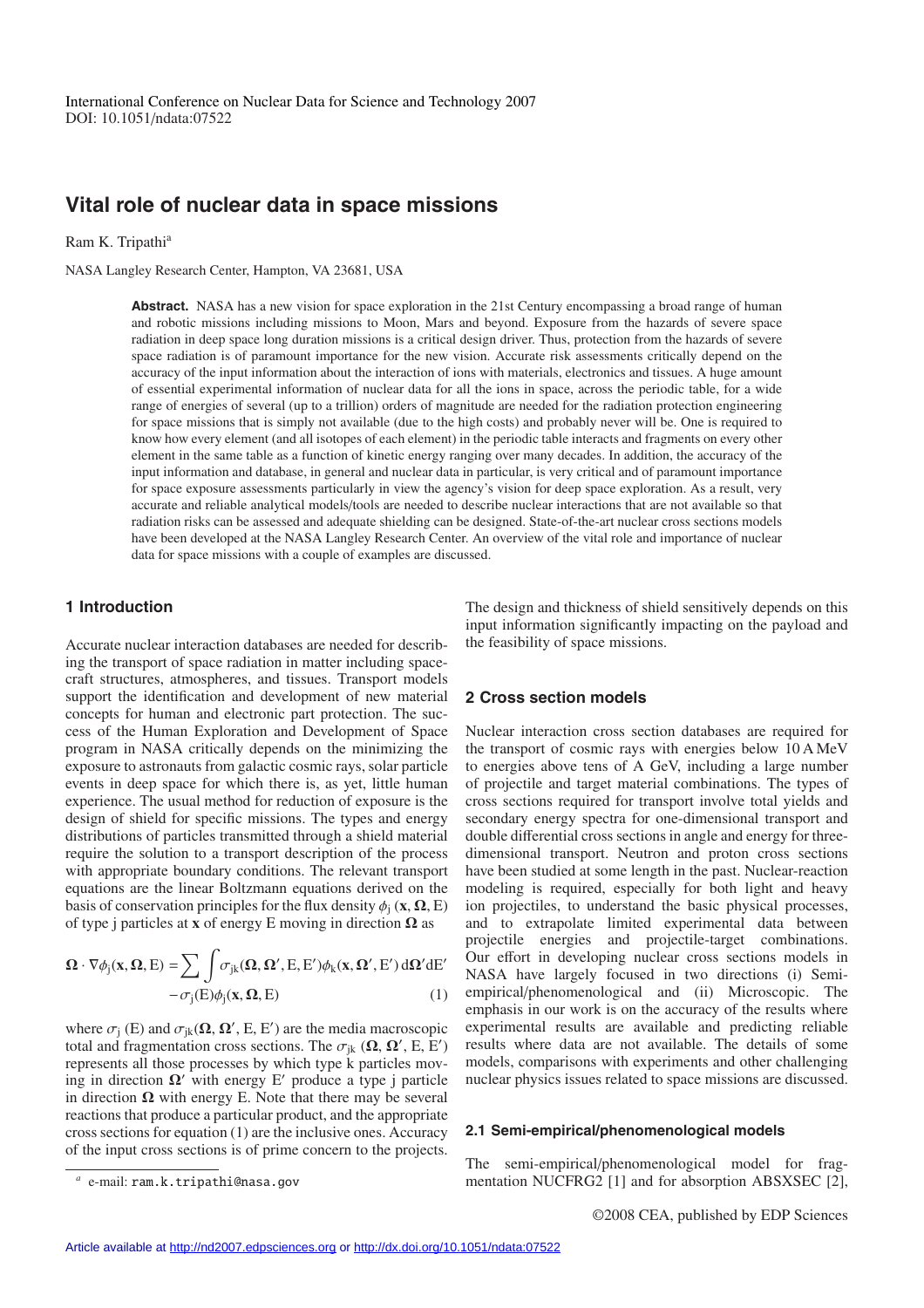International Conference on Nuclear Data for Science and Technology 2007
DOI: 10.1051/ndata:07522

# Vital role of nuclear data in space missions

Ram K. Tripathi[a]

NASA Langley Research Center, Hampton, VA 23681, USA

**Abstract.** NASA has a new vision for space exploration in the 21st Century encompassing a broad range of human and robotic missions including missions to Moon, Mars and beyond. Exposure from the hazards of severe space radiation in deep space long duration missions is a critical design driver. Thus, protection from the hazards of severe space radiation is of paramount importance for the new vision. Accurate risk assessments critically depend on the accuracy of the input information about the interaction of ions with materials, electronics and tissues. A huge amount of essential experimental information of nuclear data for all the ions in space, across the periodic table, for a wide range of energies of several (up to a trillion) orders of magnitude are needed for the radiation protection engineering for space missions that is simply not available (due to the high costs) and probably never will be. One is required to know how every element (and all isotopes of each element) in the periodic table interacts and fragments on every other element in the same table as a function of kinetic energy ranging over many decades. In addition, the accuracy of the input information and database, in general and nuclear data in particular, is very critical and of paramount importance for space exposure assessments particularly in view the agency's vision for deep space exploration. As a result, very accurate and reliable analytical models/tools are needed to describe nuclear interactions that are not available so that radiation risks can be assessed and adequate shielding can be designed. State-of-the-art nuclear cross sections models have been developed at the NASA Langley Research Center. An overview of the vital role and importance of nuclear data for space missions with a couple of examples are discussed.

## 1 Introduction

Accurate nuclear interaction databases are needed for describing the transport of space radiation in matter including spacecraft structures, atmospheres, and tissues. Transport models support the identification and development of new material concepts for human and electronic part protection. The success of the Human Exploration and Development of Space program in NASA critically depends on the minimizing the exposure to astronauts from galactic cosmic rays, solar particle events in deep space for which there is, as yet, little human experience. The usual method for reduction of exposure is the design of shield for specific missions. The types and energy distributions of particles transmitted through a shield material require the solution to a transport description of the process with appropriate boundary conditions. The relevant transport equations are the linear Boltzmann equations derived on the basis of conservation principles for the flux density $\phi_j(\mathbf{x}, \mathbf{\Omega}, E)$ of type j particles at $\mathbf{x}$ of energy E moving in direction $\mathbf{\Omega}$ as

$$\mathbf{\Omega} \cdot \nabla \phi_j(\mathbf{x}, \mathbf{\Omega}, E) = \sum \int \sigma_{jk}(\mathbf{\Omega}, \mathbf{\Omega}', E, E') \phi_k(\mathbf{x}, \mathbf{\Omega}', E')\, d\mathbf{\Omega}' dE' - \sigma_j(E) \phi_j(\mathbf{x}, \mathbf{\Omega}, E) \quad (1)$$

where $\sigma_j(E)$ and $\sigma_{jk}(\mathbf{\Omega}, \mathbf{\Omega}', E, E')$ are the media macroscopic total and fragmentation cross sections. The $\sigma_{jk}(\mathbf{\Omega}, \mathbf{\Omega}', E, E')$ represents all those processes by which type k particles moving in direction $\mathbf{\Omega}'$ with energy E′ produce a type j particle in direction $\mathbf{\Omega}$ with energy E. Note that there may be several reactions that produce a particular product, and the appropriate cross sections for equation (1) are the inclusive ones. Accuracy of the input cross sections is of prime concern to the projects. The design and thickness of shield sensitively depends on this input information significantly impacting on the payload and the feasibility of space missions.

## 2 Cross section models

Nuclear interaction cross section databases are required for the transport of cosmic rays with energies below 10 A MeV to energies above tens of A GeV, including a large number of projectile and target material combinations. The types of cross sections required for transport involve total yields and secondary energy spectra for one-dimensional transport and double differential cross sections in angle and energy for three-dimensional transport. Neutron and proton cross sections have been studied at some length in the past. Nuclear-reaction modeling is required, especially for both light and heavy ion projectiles, to understand the basic physical processes, and to extrapolate limited experimental data between projectile energies and projectile-target combinations. Our effort in developing nuclear cross sections models in NASA have largely focused in two directions (i) Semi-empirical/phenomenological and (ii) Microscopic. The emphasis in our work is on the accuracy of the results where experimental results are available and predicting reliable results where data are not available. The details of some models, comparisons with experiments and other challenging nuclear physics issues related to space missions are discussed.

### 2.1 Semi-empirical/phenomenological models

The semi-empirical/phenomenological model for fragmentation NUCFRG2 [1] and for absorption ABSXSEC [2],

[a] e-mail: ram.k.tripathi@nasa.gov

©2008 CEA, published by EDP Sciences

Article available at http://nd2007.edpsciences.org or http://dx.doi.org/10.1051/ndata:07522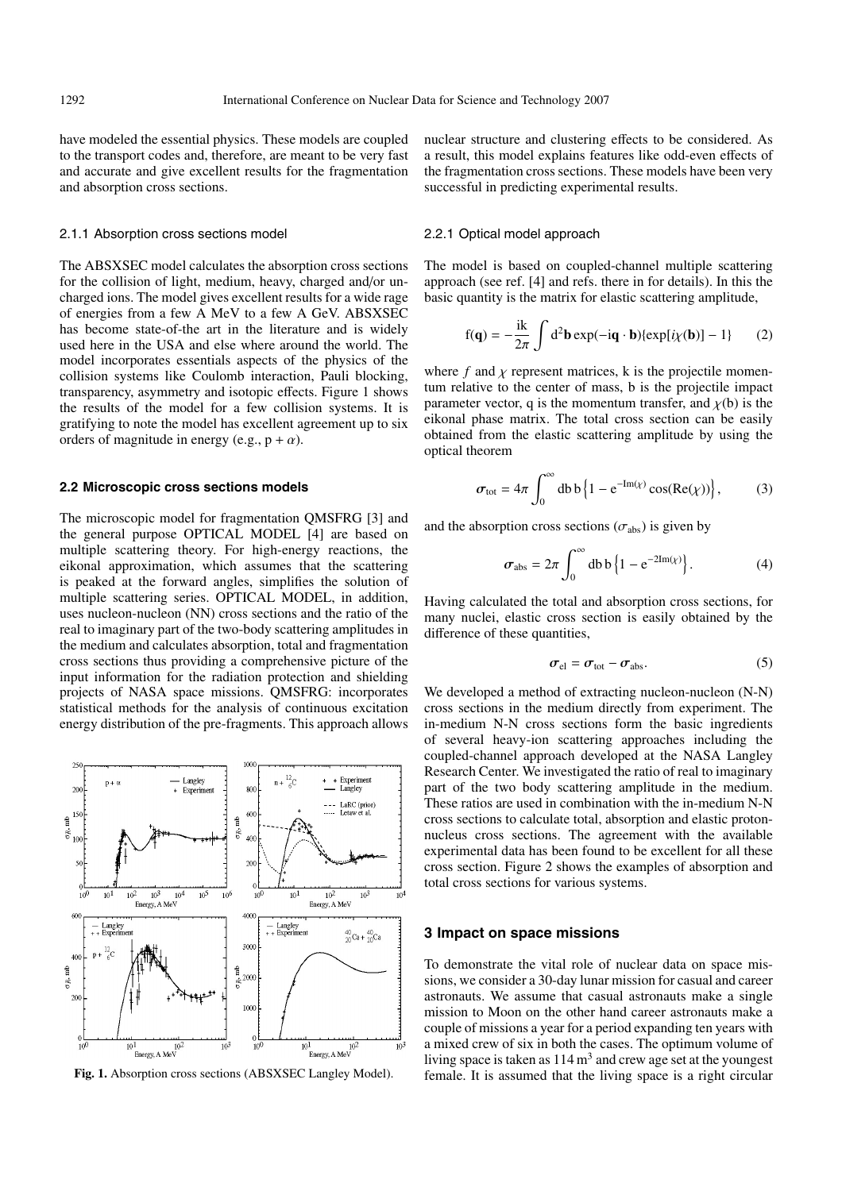have modeled the essential physics. These models are coupled to the transport codes and, therefore, are meant to be very fast and accurate and give excellent results for the fragmentation and absorption cross sections.

### 2.1.1 Absorption cross sections model

The ABSXSEC model calculates the absorption cross sections for the collision of light, medium, heavy, charged and/or uncharged ions. The model gives excellent results for a wide rage of energies from a few A MeV to a few A GeV. ABSXSEC has become state-of-the art in the literature and is widely used here in the USA and else where around the world. The model incorporates essentials aspects of the physics of the collision systems like Coulomb interaction, Pauli blocking, transparency, asymmetry and isotopic effects. Figure 1 shows the results of the model for a few collision systems. It is gratifying to note the model has excellent agreement up to six orders of magnitude in energy (e.g., $p + \alpha$).

## 2.2 Microscopic cross sections models

The microscopic model for fragmentation QMSFRG [3] and the general purpose OPTICAL MODEL [4] are based on multiple scattering theory. For high-energy reactions, the eikonal approximation, which assumes that the scattering is peaked at the forward angles, simplifies the solution of multiple scattering series. OPTICAL MODEL, in addition, uses nucleon-nucleon (NN) cross sections and the ratio of the real to imaginary part of the two-body scattering amplitudes in the medium and calculates absorption, total and fragmentation cross sections thus providing a comprehensive picture of the input information for the radiation protection and shielding projects of NASA space missions. QMSFRG: incorporates statistical methods for the analysis of continuous excitation energy distribution of the pre-fragments. This approach allows nuclear structure and clustering effects to be considered. As a result, this model explains features like odd-even effects of the fragmentation cross sections. These models have been very successful in predicting experimental results.

Fig. 1. Absorption cross sections (ABSXSEC Langley Model).

### 2.2.1 Optical model approach

The model is based on coupled-channel multiple scattering approach (see ref. [4] and refs. there in for details). In this the basic quantity is the matrix for elastic scattering amplitude,

$$\mathrm{f}(\mathbf{q}) = -\frac{\mathrm{ik}}{2\pi}\int \mathrm{d}^2\mathbf{b}\exp(-\mathrm{i}\mathbf{q}\cdot\mathbf{b})\{\exp[i\chi(\mathbf{b})] - 1\} \qquad (2)$$

where $f$ and $\chi$ represent matrices, k is the projectile momentum relative to the center of mass, b is the projectile impact parameter vector, q is the momentum transfer, and $\chi$(b) is the eikonal phase matrix. The total cross section can be easily obtained from the elastic scattering amplitude by using the optical theorem

$$\sigma_{\mathrm{tot}} = 4\pi\int_0^\infty \mathrm{db\, b}\left\{1 - \mathrm{e}^{-\mathrm{Im}(\chi)}\cos(\mathrm{Re}(\chi))\right\}, \qquad (3)$$

and the absorption cross sections ($\sigma_{\mathrm{abs}}$) is given by

$$\sigma_{\mathrm{abs}} = 2\pi\int_0^\infty \mathrm{db\, b}\left\{1 - \mathrm{e}^{-2\mathrm{Im}(\chi)}\right\}. \qquad (4)$$

Having calculated the total and absorption cross sections, for many nuclei, elastic cross section is easily obtained by the difference of these quantities,

$$\sigma_{\mathrm{el}} = \sigma_{\mathrm{tot}} - \sigma_{\mathrm{abs}}. \qquad (5)$$

We developed a method of extracting nucleon-nucleon (N-N) cross sections in the medium directly from experiment. The in-medium N-N cross sections form the basic ingredients of several heavy-ion scattering approaches including the coupled-channel approach developed at the NASA Langley Research Center. We investigated the ratio of real to imaginary part of the two body scattering amplitude in the medium. These ratios are used in combination with the in-medium N-N cross sections to calculate total, absorption and elastic proton-nucleus cross sections. The agreement with the available experimental data has been found to be excellent for all these cross section. Figure 2 shows the examples of absorption and total cross sections for various systems.

## 3 Impact on space missions

To demonstrate the vital role of nuclear data on space missions, we consider a 30-day lunar mission for casual and career astronauts. We assume that casual astronauts make a single mission to Moon on the other hand career astronauts make a couple of missions a year for a period expanding ten years with a mixed crew of six in both the cases. The optimum volume of living space is taken as $114\,\mathrm{m}^3$ and crew age set at the youngest female. It is assumed that the living space is a right circular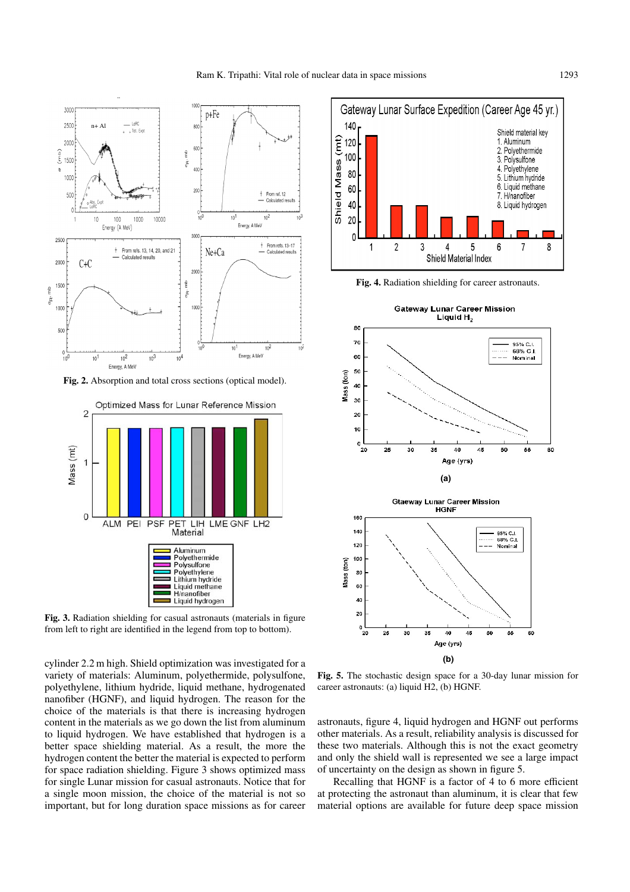Fig. 2. Absorption and total cross sections (optical model).

Fig. 3. Radiation shielding for casual astronauts (materials in figure from left to right are identified in the legend from top to bottom).

cylinder 2.2 m high. Shield optimization was investigated for a variety of materials: Aluminum, polyethermide, polysulfone, polyethylene, lithium hydride, liquid methane, hydrogenated nanofiber (HGNF), and liquid hydrogen. The reason for the choice of the materials is that there is increasing hydrogen content in the materials as we go down the list from aluminum to liquid hydrogen. We have established that hydrogen is a better space shielding material. As a result, the more the hydrogen content the better the material is expected to perform for space radiation shielding. Figure 3 shows optimized mass for single Lunar mission for casual astronauts. Notice that for a single moon mission, the choice of the material is not so important, but for long duration space missions as for career astronauts, figure 4, liquid hydrogen and HGNF out performs other materials. As a result, reliability analysis is discussed for these two materials. Although this is not the exact geometry and only the shield wall is represented we see a large impact of uncertainty on the design as shown in figure 5.

Recalling that HGNF is a factor of 4 to 6 more efficient at protecting the astronaut than aluminum, it is clear that few material options are available for future deep space mission

Fig. 4. Radiation shielding for career astronauts.

Fig. 5. The stochastic design space for a 30-day lunar mission for career astronauts: (a) liquid H2, (b) HGNF.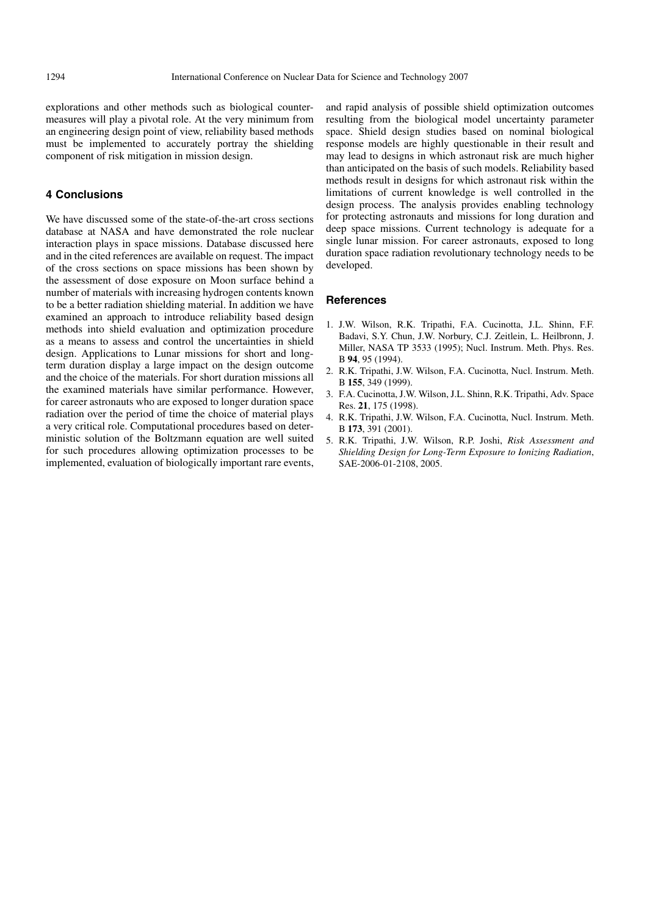explorations and other methods such as biological countermeasures will play a pivotal role. At the very minimum from an engineering design point of view, reliability based methods must be implemented to accurately portray the shielding component of risk mitigation in mission design.

## 4 Conclusions

We have discussed some of the state-of-the-art cross sections database at NASA and have demonstrated the role nuclear interaction plays in space missions. Database discussed here and in the cited references are available on request. The impact of the cross sections on space missions has been shown by the assessment of dose exposure on Moon surface behind a number of materials with increasing hydrogen contents known to be a better radiation shielding material. In addition we have examined an approach to introduce reliability based design methods into shield evaluation and optimization procedure as a means to assess and control the uncertainties in shield design. Applications to Lunar missions for short and long-term duration display a large impact on the design outcome and the choice of the materials. For short duration missions all the examined materials have similar performance. However, for career astronauts who are exposed to longer duration space radiation over the period of time the choice of material plays a very critical role. Computational procedures based on deterministic solution of the Boltzmann equation are well suited for such procedures allowing optimization processes to be implemented, evaluation of biologically important rare events, and rapid analysis of possible shield optimization outcomes resulting from the biological model uncertainty parameter space. Shield design studies based on nominal biological response models are highly questionable in their result and may lead to designs in which astronaut risk are much higher than anticipated on the basis of such models. Reliability based methods result in designs for which astronaut risk within the limitations of current knowledge is well controlled in the design process. The analysis provides enabling technology for protecting astronauts and missions for long duration and deep space missions. Current technology is adequate for a single lunar mission. For career astronauts, exposed to long duration space radiation revolutionary technology needs to be developed.

## References

1. J.W. Wilson, R.K. Tripathi, F.A. Cucinotta, J.L. Shinn, F.F. Badavi, S.Y. Chun, J.W. Norbury, C.J. Zeitlein, L. Heilbronn, J. Miller, NASA TP 3533 (1995); Nucl. Instrum. Meth. Phys. Res. B **94**, 95 (1994).
2. R.K. Tripathi, J.W. Wilson, F.A. Cucinotta, Nucl. Instrum. Meth. B **155**, 349 (1999).
3. F.A. Cucinotta, J.W. Wilson, J.L. Shinn, R.K. Tripathi, Adv. Space Res. **21**, 175 (1998).
4. R.K. Tripathi, J.W. Wilson, F.A. Cucinotta, Nucl. Instrum. Meth. B **173**, 391 (2001).
5. R.K. Tripathi, J.W. Wilson, R.P. Joshi, *Risk Assessment and Shielding Design for Long-Term Exposure to Ionizing Radiation*, SAE-2006-01-2108, 2005.